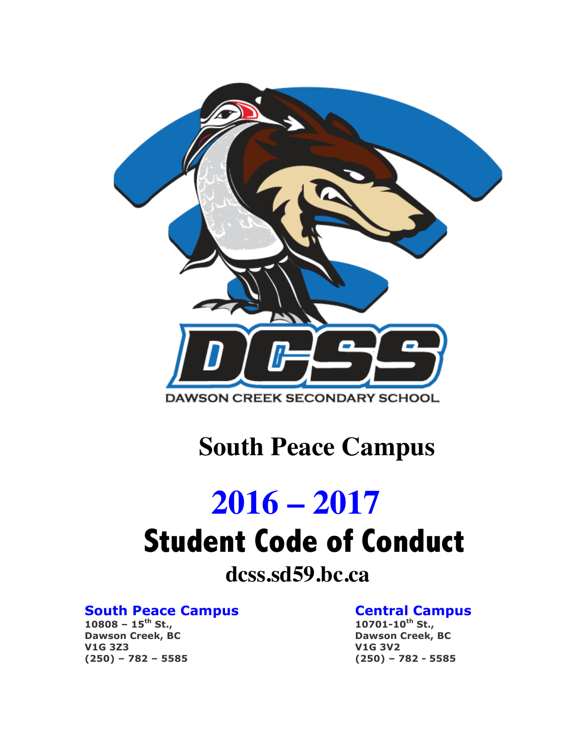DCSS

DAWSON CREEK SECONDARY SCHOOL

# South Peace Campus

# 2016 – 2017

# Student Code of Conduct

## dcss.sd59.bc.ca

**South Peace Campus**
**10808 – 15th St.,**
**Dawson Creek, BC**
**V1G 3Z3**
**(250) – 782 – 5585**

**Central Campus**
**10701-10th St.,**
**Dawson Creek, BC**
**V1G 3V2**
**(250) – 782 - 5585**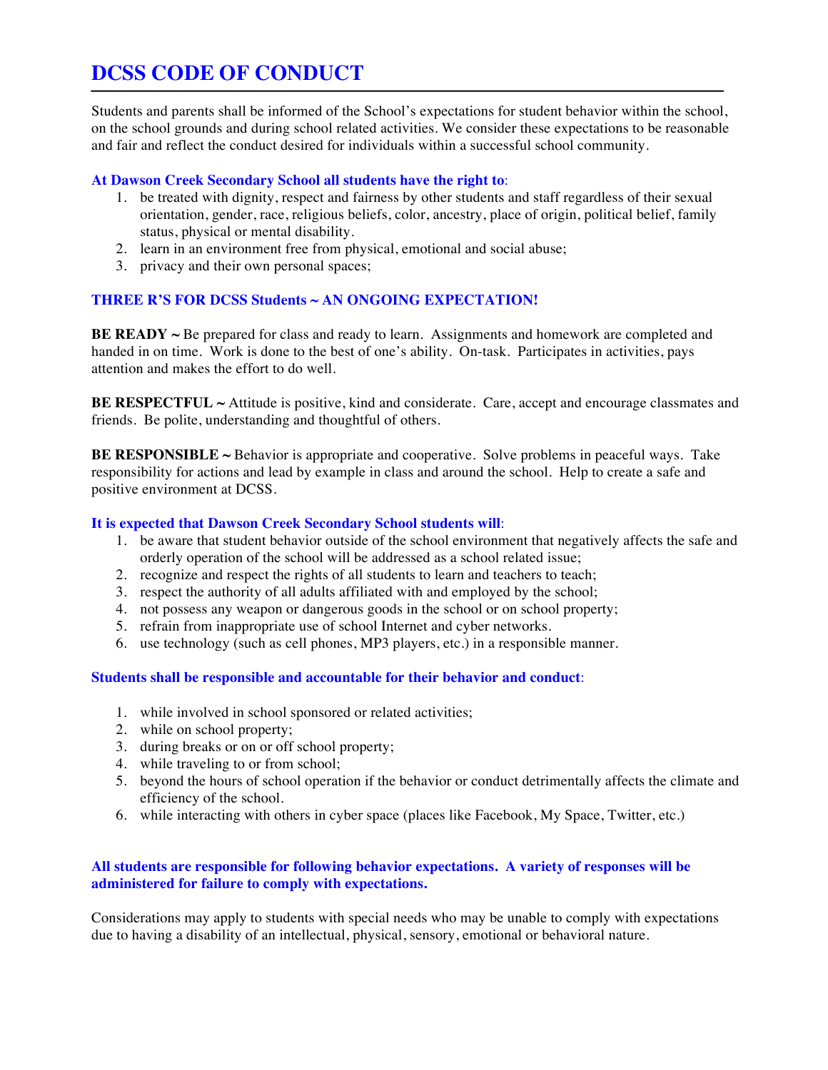# DCSS CODE OF CONDUCT

Students and parents shall be informed of the School's expectations for student behavior within the school, on the school grounds and during school related activities. We consider these expectations to be reasonable and fair and reflect the conduct desired for individuals within a successful school community.

**At Dawson Creek Secondary School all students have the right to:**

1. be treated with dignity, respect and fairness by other students and staff regardless of their sexual orientation, gender, race, religious beliefs, color, ancestry, place of origin, political belief, family status, physical or mental disability.
2. learn in an environment free from physical, emotional and social abuse;
3. privacy and their own personal spaces;

**THREE R'S FOR DCSS Students ~ AN ONGOING EXPECTATION!**

**BE READY ~** Be prepared for class and ready to learn. Assignments and homework are completed and handed in on time. Work is done to the best of one's ability. On-task. Participates in activities, pays attention and makes the effort to do well.

**BE RESPECTFUL ~** Attitude is positive, kind and considerate. Care, accept and encourage classmates and friends. Be polite, understanding and thoughtful of others.

**BE RESPONSIBLE ~** Behavior is appropriate and cooperative. Solve problems in peaceful ways. Take responsibility for actions and lead by example in class and around the school. Help to create a safe and positive environment at DCSS.

**It is expected that Dawson Creek Secondary School students will:**

1. be aware that student behavior outside of the school environment that negatively affects the safe and orderly operation of the school will be addressed as a school related issue;
2. recognize and respect the rights of all students to learn and teachers to teach;
3. respect the authority of all adults affiliated with and employed by the school;
4. not possess any weapon or dangerous goods in the school or on school property;
5. refrain from inappropriate use of school Internet and cyber networks.
6. use technology (such as cell phones, MP3 players, etc.) in a responsible manner.

**Students shall be responsible and accountable for their behavior and conduct:**

1. while involved in school sponsored or related activities;
2. while on school property;
3. during breaks or on or off school property;
4. while traveling to or from school;
5. beyond the hours of school operation if the behavior or conduct detrimentally affects the climate and efficiency of the school.
6. while interacting with others in cyber space (places like Facebook, My Space, Twitter, etc.)

**All students are responsible for following behavior expectations. A variety of responses will be administered for failure to comply with expectations.**

Considerations may apply to students with special needs who may be unable to comply with expectations due to having a disability of an intellectual, physical, sensory, emotional or behavioral nature.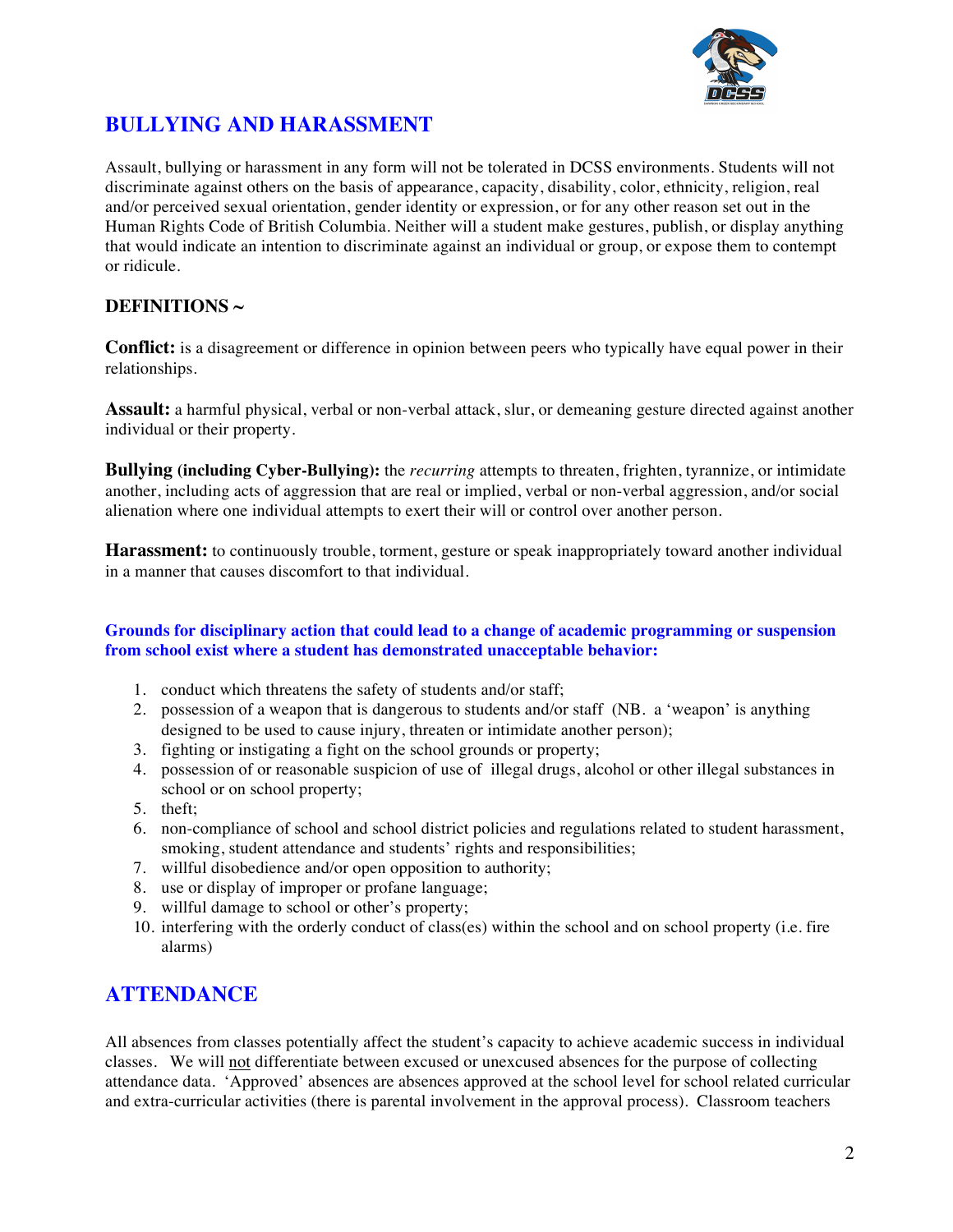## BULLYING AND HARASSMENT

Assault, bullying or harassment in any form will not be tolerated in DCSS environments. Students will not discriminate against others on the basis of appearance, capacity, disability, color, ethnicity, religion, real and/or perceived sexual orientation, gender identity or expression, or for any other reason set out in the Human Rights Code of British Columbia. Neither will a student make gestures, publish, or display anything that would indicate an intention to discriminate against an individual or group, or expose them to contempt or ridicule.

### DEFINITIONS ~

**Conflict:** is a disagreement or difference in opinion between peers who typically have equal power in their relationships.

**Assault:** a harmful physical, verbal or non-verbal attack, slur, or demeaning gesture directed against another individual or their property.

**Bullying (including Cyber-Bullying):** the *recurring* attempts to threaten, frighten, tyrannize, or intimidate another, including acts of aggression that are real or implied, verbal or non-verbal aggression, and/or social alienation where one individual attempts to exert their will or control over another person.

**Harassment:** to continuously trouble, torment, gesture or speak inappropriately toward another individual in a manner that causes discomfort to that individual.

**Grounds for disciplinary action that could lead to a change of academic programming or suspension from school exist where a student has demonstrated unacceptable behavior:**

1. conduct which threatens the safety of students and/or staff;
2. possession of a weapon that is dangerous to students and/or staff (NB. a 'weapon' is anything designed to be used to cause injury, threaten or intimidate another person);
3. fighting or instigating a fight on the school grounds or property;
4. possession of or reasonable suspicion of use of illegal drugs, alcohol or other illegal substances in school or on school property;
5. theft;
6. non-compliance of school and school district policies and regulations related to student harassment, smoking, student attendance and students' rights and responsibilities;
7. willful disobedience and/or open opposition to authority;
8. use or display of improper or profane language;
9. willful damage to school or other's property;
10. interfering with the orderly conduct of class(es) within the school and on school property (i.e. fire alarms)

## ATTENDANCE

All absences from classes potentially affect the student's capacity to achieve academic success in individual classes. We will not differentiate between excused or unexcused absences for the purpose of collecting attendance data. 'Approved' absences are absences approved at the school level for school related curricular and extra-curricular activities (there is parental involvement in the approval process). Classroom teachers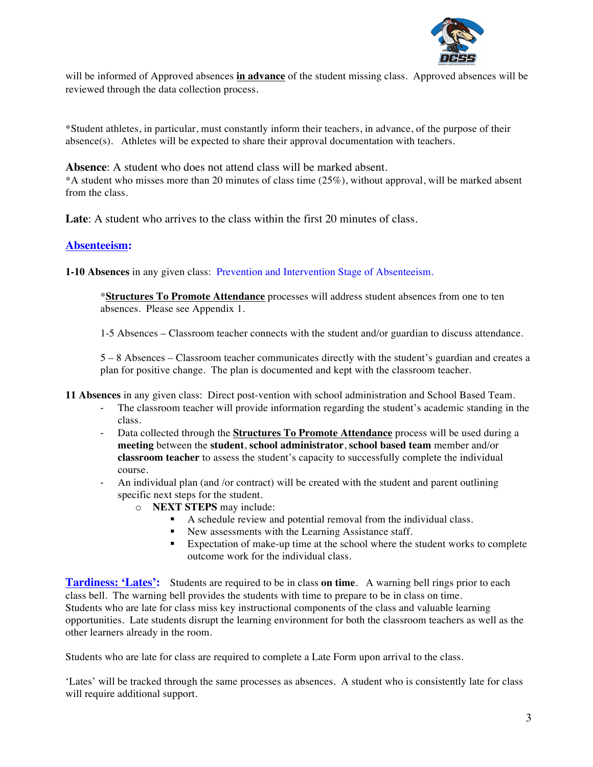will be informed of Approved absences **in advance** of the student missing class. Approved absences will be reviewed through the data collection process.

*Student athletes, in particular, must constantly inform their teachers, in advance, of the purpose of their absence(s). Athletes will be expected to share their approval documentation with teachers.

**Absence**: A student who does not attend class will be marked absent.
*A student who misses more than 20 minutes of class time (25%), without approval, will be marked absent from the class.

**Late**: A student who arrives to the class within the first 20 minutes of class.

## Absenteeism:

**1-10 Absences** in any given class: Prevention and Intervention Stage of Absenteeism.

> ***Structures To Promote Attendance** processes will address student absences from one to ten absences. Please see Appendix 1.
>
> 1-5 Absences – Classroom teacher connects with the student and/or guardian to discuss attendance.
>
> 5 – 8 Absences – Classroom teacher communicates directly with the student's guardian and creates a plan for positive change. The plan is documented and kept with the classroom teacher.

**11 Absences** in any given class: Direct post-vention with school administration and School Based Team.

- The classroom teacher will provide information regarding the student's academic standing in the class.
- Data collected through the **Structures To Promote Attendance** process will be used during a **meeting** between the **student**, **school administrator**, **school based team** member and/or **classroom teacher** to assess the student's capacity to successfully complete the individual course.
- An individual plan (and /or contract) will be created with the student and parent outlining specific next steps for the student.
  - **NEXT STEPS** may include:
    - A schedule review and potential removal from the individual class.
    - New assessments with the Learning Assistance staff.
    - Expectation of make-up time at the school where the student works to complete outcome work for the individual class.

**Tardiness: 'Lates':** Students are required to be in class **on time**. A warning bell rings prior to each class bell. The warning bell provides the students with time to prepare to be in class on time. Students who are late for class miss key instructional components of the class and valuable learning opportunities. Late students disrupt the learning environment for both the classroom teachers as well as the other learners already in the room.

Students who are late for class are required to complete a Late Form upon arrival to the class.

'Lates' will be tracked through the same processes as absences. A student who is consistently late for class will require additional support.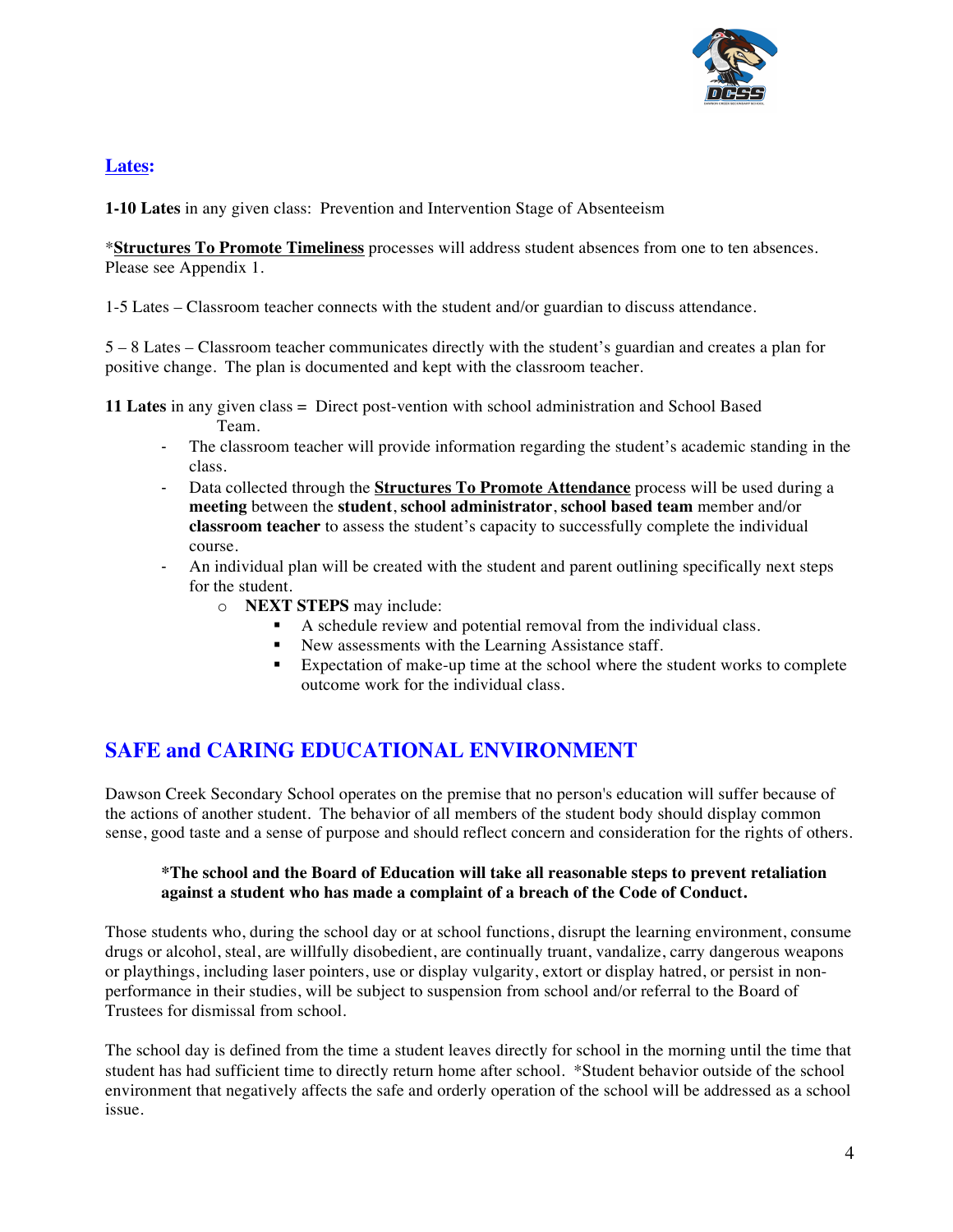## Lates:

**1-10 Lates** in any given class: Prevention and Intervention Stage of Absenteeism

*__Structures To Promote Timeliness__ processes will address student absences from one to ten absences. Please see Appendix 1.

1-5 Lates – Classroom teacher connects with the student and/or guardian to discuss attendance.

5 – 8 Lates – Classroom teacher communicates directly with the student's guardian and creates a plan for positive change. The plan is documented and kept with the classroom teacher.

**11 Lates** in any given class = Direct post-vention with school administration and School Based Team.

- The classroom teacher will provide information regarding the student's academic standing in the class.
- Data collected through the **Structures To Promote Attendance** process will be used during a **meeting** between the **student**, **school administrator**, **school based team** member and/or **classroom teacher** to assess the student's capacity to successfully complete the individual course.
- An individual plan will be created with the student and parent outlining specifically next steps for the student.
  - **NEXT STEPS** may include:
    - A schedule review and potential removal from the individual class.
    - New assessments with the Learning Assistance staff.
    - Expectation of make-up time at the school where the student works to complete outcome work for the individual class.

## SAFE and CARING EDUCATIONAL ENVIRONMENT

Dawson Creek Secondary School operates on the premise that no person's education will suffer because of the actions of another student. The behavior of all members of the student body should display common sense, good taste and a sense of purpose and should reflect concern and consideration for the rights of others.

> **\*The school and the Board of Education will take all reasonable steps to prevent retaliation against a student who has made a complaint of a breach of the Code of Conduct.**

Those students who, during the school day or at school functions, disrupt the learning environment, consume drugs or alcohol, steal, are willfully disobedient, are continually truant, vandalize, carry dangerous weapons or playthings, including laser pointers, use or display vulgarity, extort or display hatred, or persist in non-performance in their studies, will be subject to suspension from school and/or referral to the Board of Trustees for dismissal from school.

The school day is defined from the time a student leaves directly for school in the morning until the time that student has had sufficient time to directly return home after school. *Student behavior outside of the school environment that negatively affects the safe and orderly operation of the school will be addressed as a school issue.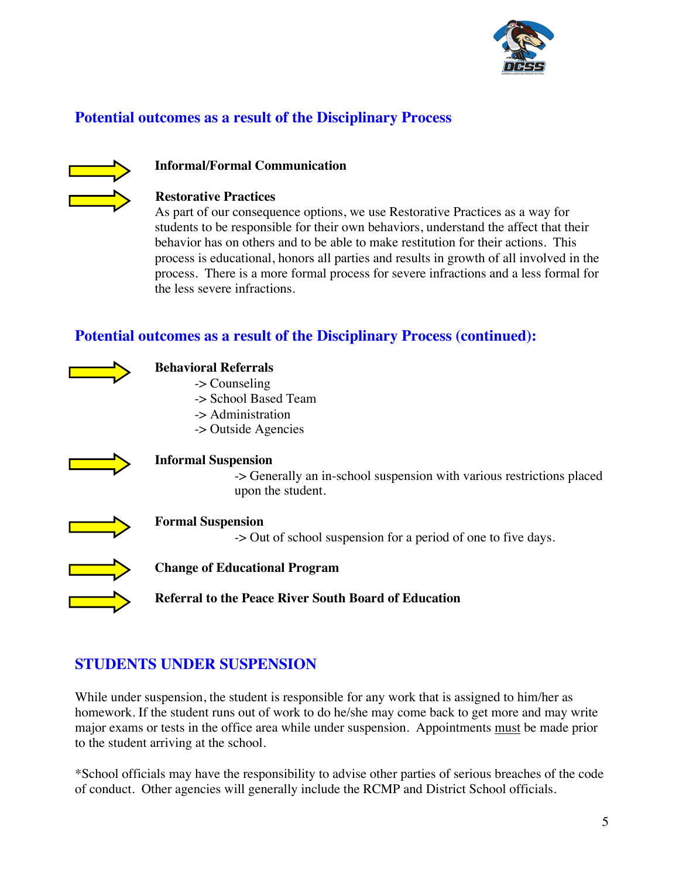## Potential outcomes as a result of the Disciplinary Process

**Informal/Formal Communication**

**Restorative Practices**

As part of our consequence options, we use Restorative Practices as a way for students to be responsible for their own behaviors, understand the affect that their behavior has on others and to be able to make restitution for their actions. This process is educational, honors all parties and results in growth of all involved in the process. There is a more formal process for severe infractions and a less formal for the less severe infractions.

## Potential outcomes as a result of the Disciplinary Process (continued):

**Behavioral Referrals**

-> Counseling
-> School Based Team
-> Administration
-> Outside Agencies

**Informal Suspension**

-> Generally an in-school suspension with various restrictions placed upon the student.

**Formal Suspension**

-> Out of school suspension for a period of one to five days.

**Change of Educational Program**

**Referral to the Peace River South Board of Education**

## STUDENTS UNDER SUSPENSION

While under suspension, the student is responsible for any work that is assigned to him/her as homework. If the student runs out of work to do he/she may come back to get more and may write major exams or tests in the office area while under suspension. Appointments <u>must</u> be made prior to the student arriving at the school.

*School officials may have the responsibility to advise other parties of serious breaches of the code of conduct. Other agencies will generally include the RCMP and District School officials.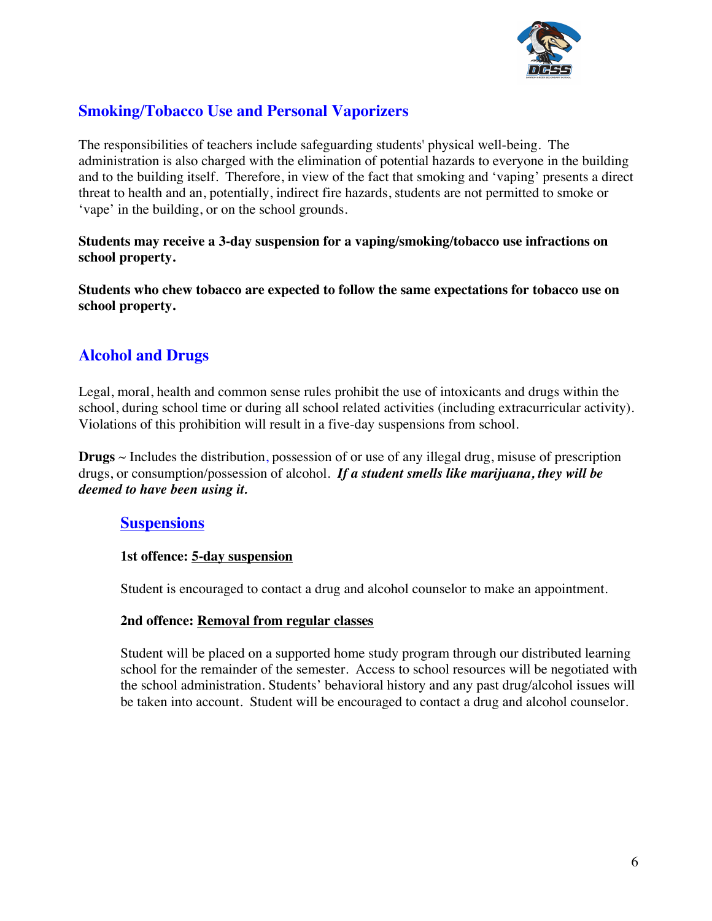## Smoking/Tobacco Use and Personal Vaporizers

The responsibilities of teachers include safeguarding students' physical well-being. The administration is also charged with the elimination of potential hazards to everyone in the building and to the building itself. Therefore, in view of the fact that smoking and 'vaping' presents a direct threat to health and an, potentially, indirect fire hazards, students are not permitted to smoke or 'vape' in the building, or on the school grounds.

**Students may receive a 3-day suspension for a vaping/smoking/tobacco use infractions on school property.**

**Students who chew tobacco are expected to follow the same expectations for tobacco use on school property.**

## Alcohol and Drugs

Legal, moral, health and common sense rules prohibit the use of intoxicants and drugs within the school, during school time or during all school related activities (including extracurricular activity). Violations of this prohibition will result in a five-day suspensions from school.

**Drugs** ~ Includes the distribution, possession of or use of any illegal drug, misuse of prescription drugs, or consumption/possession of alcohol. ***If a student smells like marijuana, they will be deemed to have been using it.***

### Suspensions

**1st offence: 5-day suspension**

Student is encouraged to contact a drug and alcohol counselor to make an appointment.

**2nd offence: Removal from regular classes**

Student will be placed on a supported home study program through our distributed learning school for the remainder of the semester. Access to school resources will be negotiated with the school administration. Students' behavioral history and any past drug/alcohol issues will be taken into account. Student will be encouraged to contact a drug and alcohol counselor.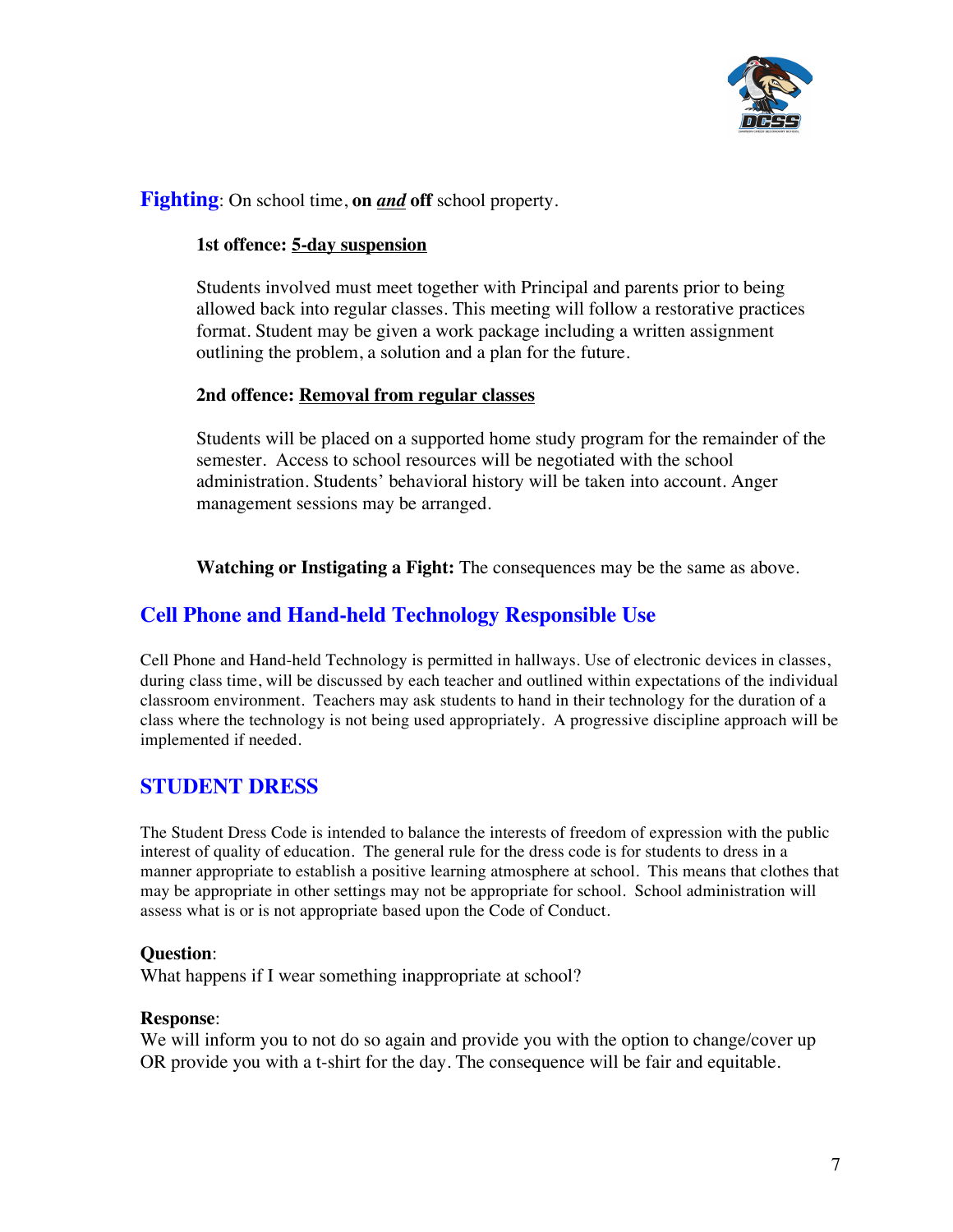## Fighting: On school time, **on *and* off** school property.

**1st offence: 5-day suspension**

Students involved must meet together with Principal and parents prior to being allowed back into regular classes. This meeting will follow a restorative practices format. Student may be given a work package including a written assignment outlining the problem, a solution and a plan for the future.

**2nd offence: Removal from regular classes**

Students will be placed on a supported home study program for the remainder of the semester. Access to school resources will be negotiated with the school administration. Students' behavioral history will be taken into account. Anger management sessions may be arranged.

**Watching or Instigating a Fight:** The consequences may be the same as above.

## Cell Phone and Hand-held Technology Responsible Use

Cell Phone and Hand-held Technology is permitted in hallways. Use of electronic devices in classes, during class time, will be discussed by each teacher and outlined within expectations of the individual classroom environment. Teachers may ask students to hand in their technology for the duration of a class where the technology is not being used appropriately. A progressive discipline approach will be implemented if needed.

## STUDENT DRESS

The Student Dress Code is intended to balance the interests of freedom of expression with the public interest of quality of education. The general rule for the dress code is for students to dress in a manner appropriate to establish a positive learning atmosphere at school. This means that clothes that may be appropriate in other settings may not be appropriate for school. School administration will assess what is or is not appropriate based upon the Code of Conduct.

**Question**:
What happens if I wear something inappropriate at school?

**Response**:
We will inform you to not do so again and provide you with the option to change/cover up OR provide you with a t-shirt for the day. The consequence will be fair and equitable.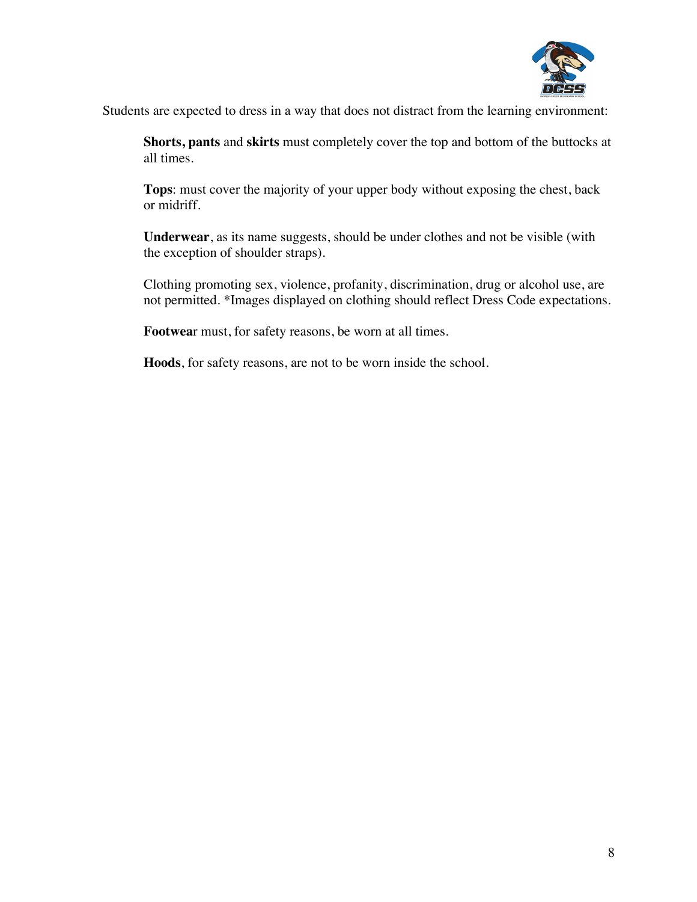Students are expected to dress in a way that does not distract from the learning environment:

**Shorts, pants** and **skirts** must completely cover the top and bottom of the buttocks at all times.

**Tops**: must cover the majority of your upper body without exposing the chest, back or midriff.

**Underwear**, as its name suggests, should be under clothes and not be visible (with the exception of shoulder straps).

Clothing promoting sex, violence, profanity, discrimination, drug or alcohol use, are not permitted. *Images displayed on clothing should reflect Dress Code expectations.

**Footwea**r must, for safety reasons, be worn at all times.

**Hoods**, for safety reasons, are not to be worn inside the school.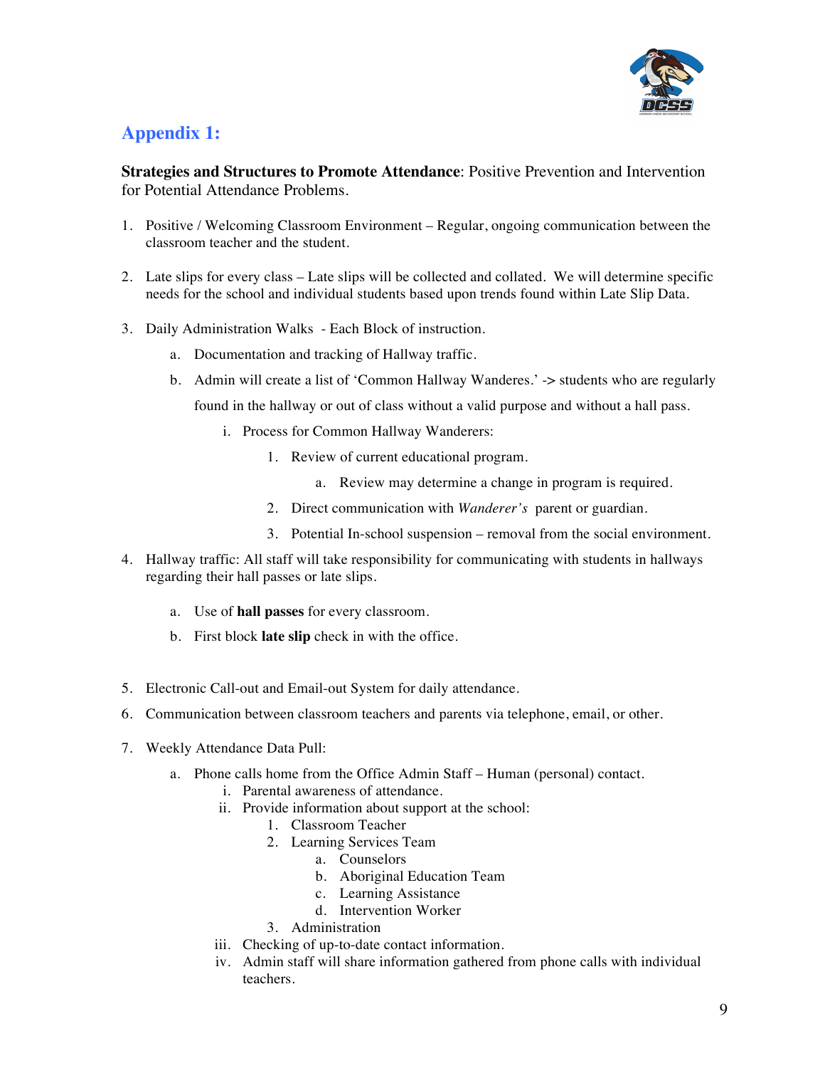## Appendix 1:

**Strategies and Structures to Promote Attendance**: Positive Prevention and Intervention for Potential Attendance Problems.

1. Positive / Welcoming Classroom Environment – Regular, ongoing communication between the classroom teacher and the student.

2. Late slips for every class – Late slips will be collected and collated. We will determine specific needs for the school and individual students based upon trends found within Late Slip Data.

3. Daily Administration Walks - Each Block of instruction.
    a. Documentation and tracking of Hallway traffic.
    b. Admin will create a list of 'Common Hallway Wanderes.' -> students who are regularly found in the hallway or out of class without a valid purpose and without a hall pass.
        i. Process for Common Hallway Wanderers:
            1. Review of current educational program.
                a. Review may determine a change in program is required.
            2. Direct communication with *Wanderer's* parent or guardian.
            3. Potential In-school suspension – removal from the social environment.

4. Hallway traffic: All staff will take responsibility for communicating with students in hallways regarding their hall passes or late slips.
    a. Use of **hall passes** for every classroom.
    b. First block **late slip** check in with the office.

5. Electronic Call-out and Email-out System for daily attendance.

6. Communication between classroom teachers and parents via telephone, email, or other.

7. Weekly Attendance Data Pull:
    a. Phone calls home from the Office Admin Staff – Human (personal) contact.
        i. Parental awareness of attendance.
        ii. Provide information about support at the school:
            1. Classroom Teacher
            2. Learning Services Team
                a. Counselors
                b. Aboriginal Education Team
                c. Learning Assistance
                d. Intervention Worker
            3. Administration
        iii. Checking of up-to-date contact information.
        iv. Admin staff will share information gathered from phone calls with individual teachers.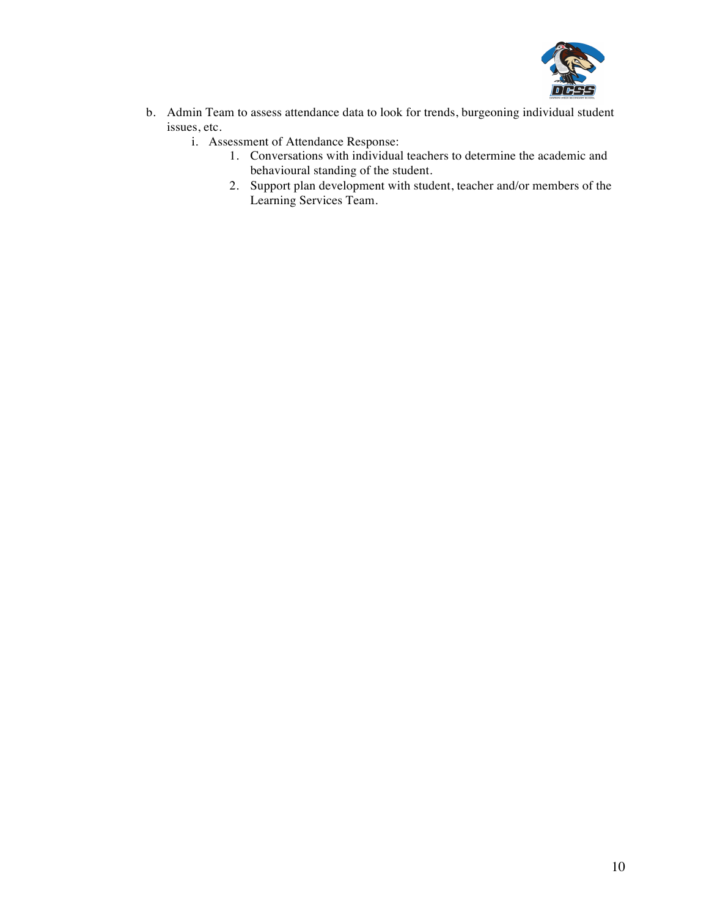b. Admin Team to assess attendance data to look for trends, burgeoning individual student issues, etc.

    i. Assessment of Attendance Response:

        1. Conversations with individual teachers to determine the academic and behavioural standing of the student.
        2. Support plan development with student, teacher and/or members of the Learning Services Team.